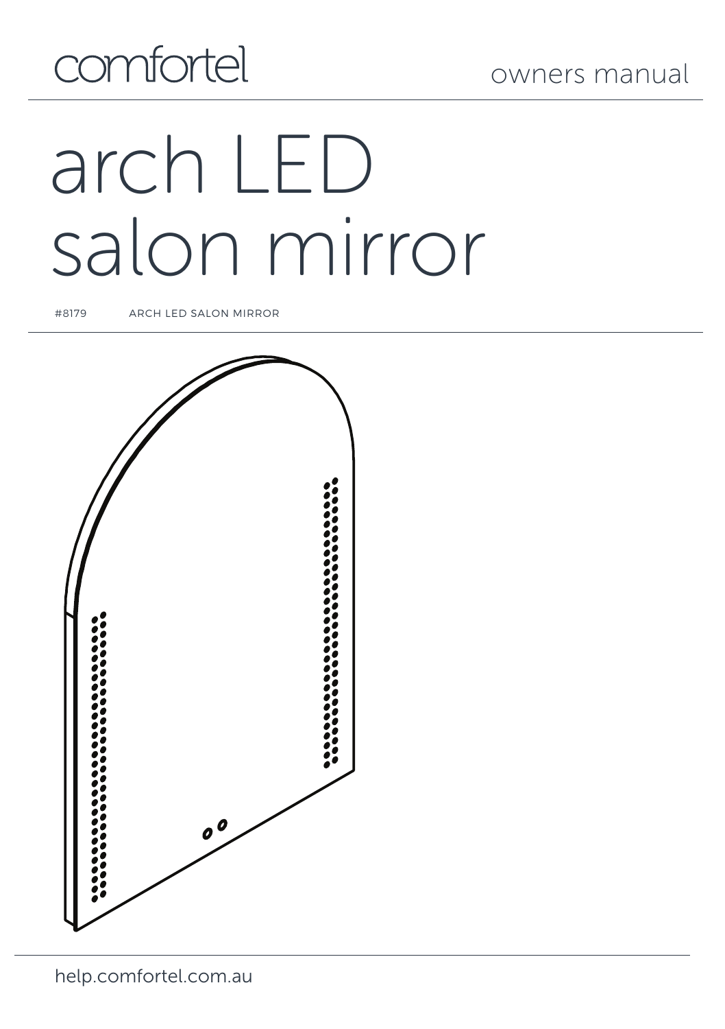comfortel

owners manual

# arch LED salon mirror

#8179 ARCH LED SALON MIRROR

help.comfortel.com.au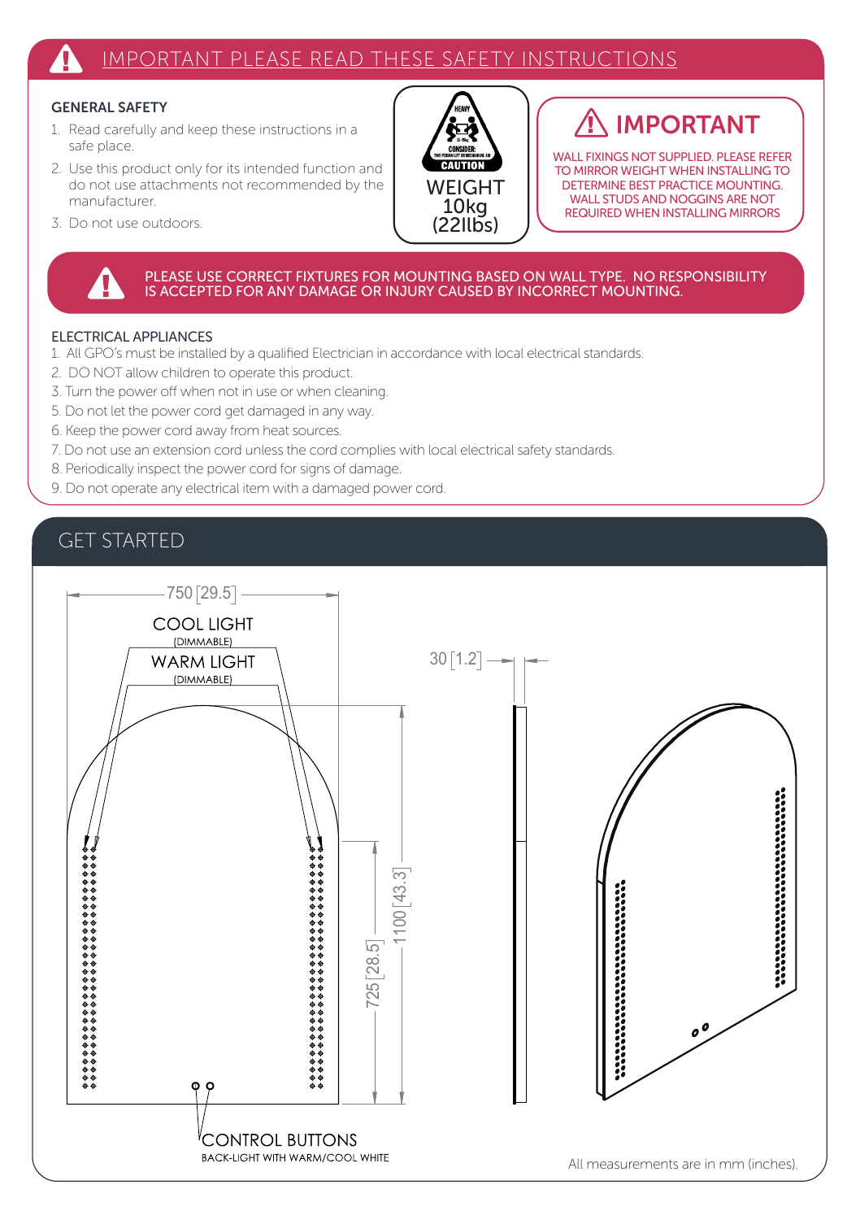# IMPORTANT PLEASE READ THESE SAFETY INSTRUCTIONS

### GENERAL SAFETY

1. Read carefully and keep these instructions in a safe place.
2. Use this product only for its intended function and do not use attachments not recommended by the manufacturer.
3. Do not use outdoors.

HEAVY
CONSIDER:
CAUTION

WEIGHT
10kg
(22lbs)

## IMPORTANT

WALL FIXINGS NOT SUPPLIED. PLEASE REFER TO MIRROR WEIGHT WHEN INSTALLING TO DETERMINE BEST PRACTICE MOUNTING. WALL STUDS AND NOGGINS ARE NOT REQUIRED WHEN INSTALLING MIRRORS

PLEASE USE CORRECT FIXTURES FOR MOUNTING BASED ON WALL TYPE. NO RESPONSIBILITY IS ACCEPTED FOR ANY DAMAGE OR INJURY CAUSED BY INCORRECT MOUNTING.

### ELECTRICAL APPLIANCES

1. All GPO's must be installed by a qualified Electrician in accordance with local electrical standards.
2. DO NOT allow children to operate this product.
3. Turn the power off when not in use or when cleaning.
5. Do not let the power cord get damaged in any way.
6. Keep the power cord away from heat sources.
7. Do not use an extension cord unless the cord complies with local electrical safety standards.
8. Periodically inspect the power cord for signs of damage.
9. Do not operate any electrical item with a damaged power cord.

## GET STARTED

750 [29.5]

COOL LIGHT
(DIMMABLE)

WARM LIGHT
(DIMMABLE)

30 [1.2]

725 [28.5]

1100 [43.3]

CONTROL BUTTONS
BACK-LIGHT WITH WARM/COOL WHITE

All measurements are in mm (inches).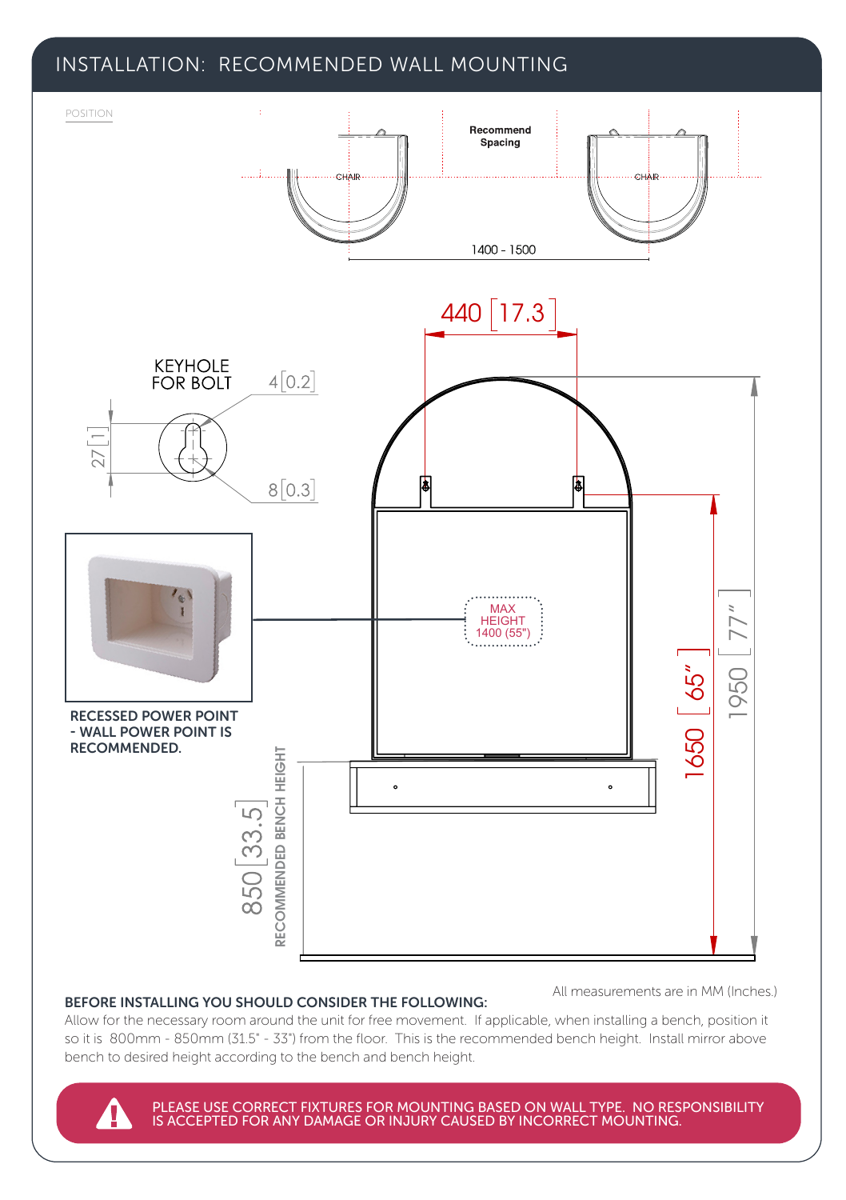# INSTALLATION: RECOMMENDED WALL MOUNTING

POSITION

Recommend Spacing

CHAIR

CHAIR

1400 - 1500

440 [17.3]

KEYHOLE FOR BOLT

4 [0.2]

27 [1]

8 [0.3]

MAX HEIGHT 1400 (55")

1650 [65"]

1950 [77"]

RECESSED POWER POINT - WALL POWER POINT IS RECOMMENDED.

850 [33.5]

RECOMMENDED BENCH HEIGHT

All measurements are in MM (Inches.)

**BEFORE INSTALLING YOU SHOULD CONSIDER THE FOLLOWING:**

Allow for the necessary room around the unit for free movement. If applicable, when installing a bench, position it so it is 800mm - 850mm (31.5" - 33") from the floor. This is the recommended bench height. Install mirror above bench to desired height according to the bench and bench height.

PLEASE USE CORRECT FIXTURES FOR MOUNTING BASED ON WALL TYPE. NO RESPONSIBILITY IS ACCEPTED FOR ANY DAMAGE OR INJURY CAUSED BY INCORRECT MOUNTING.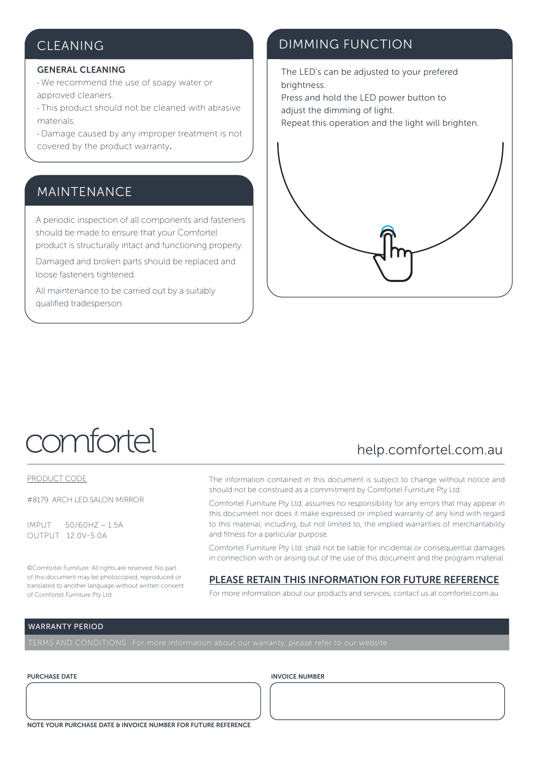## CLEANING

**GENERAL CLEANING**

- We recommend the use of soapy water or approved cleaners.
- This product should not be cleaned with abrasive materials.
- Damage caused by any improper treatment is not covered by the product warranty.

## MAINTENANCE

A periodic inspection of all components and fasteners should be made to ensure that your Comfortel product is structurally intact and functioning properly.

Damaged and broken parts should be replaced and loose fasteners tightened.

All maintenance to be carried out by a suitably qualified tradesperson.

## DIMMING FUNCTION

The LED's can be adjusted to your prefered brightness.
Press and hold the LED power button to adjust the dimming of light.
Repeat this operation and the light will brighten.

# comfortel

help.comfortel.com.au

PRODUCT CODE

#8179 ARCH LED SALON MIRROR

IMPUT 50/60HZ ~ 1.5A
OUTPUT 12.0V-5.0A

©Comfortel Furniture. All rights are reserved. No part of this document may be photocopied, reproduced or translated to another language without written consent of Comfortel Furniture Pty Ltd.

The information contained in this document is subject to change without notice and should not be construed as a commitment by Comfortel Furniture Pty Ltd.

Comfortel Furniture Pty Ltd. assumes no responsibility for any errors that may appear in this document nor does it make expressed or implied warranty of any kind with regard to this material, including, but not limited to, the implied warranties of merchantability and fitness for a particular purpose.

Comfortel Furniture Pty Ltd. shall not be liable for incidental or consequential damages in connection with or arising out of the use of this document and the program material.

**PLEASE RETAIN THIS INFORMATION FOR FUTURE REFERENCE**

For more information about our products and services, contact us at comfortel.com.au

**WARRANTY PERIOD**

TERMS AND CONDITIONS. For more information about our warranty, please refer to our website.

| PURCHASE DATE | INVOICE NUMBER |
| --- | --- |
| | |

NOTE YOUR PURCHASE DATE & INVOICE NUMBER FOR FUTURE REFERENCE